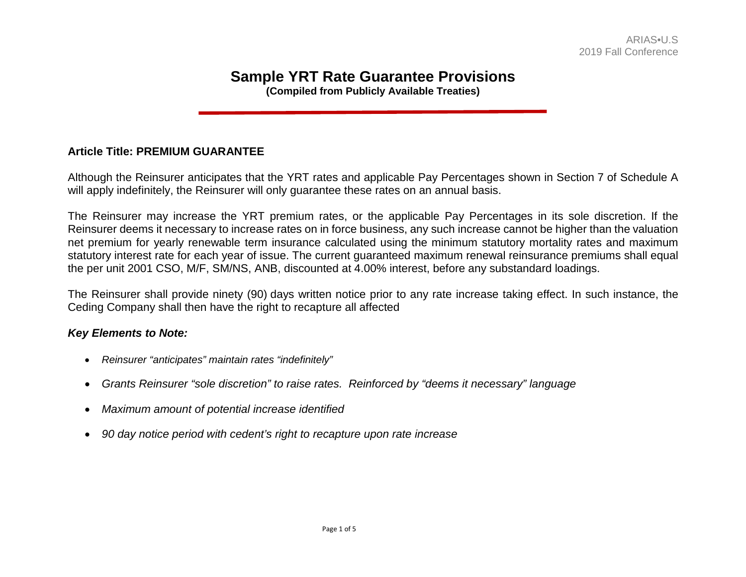# Sample YRT Rate Guarantee Provisions

**(Compiled from Publicly Available Treaties)**

## Article Title: PREMIUM GUARANTEE

Although the Reinsurer anticipates that the YRT rates and applicable Pay Percentages shown in Section 7 of Schedule A will apply indefinitely, the Reinsurer will only guarantee these rates on an annual basis.

The Reinsurer may increase the YRT premium rates, or the applicable Pay Percentages in its sole discretion. If the Reinsurer deems it necessary to increase rates on in force business, any such increase cannot be higher than the valuation net premium for yearly renewable term insurance calculated using the minimum statutory mortality rates and maximum statutory interest rate for each year of issue. The current guaranteed maximum renewal reinsurance premiums shall equal the per unit 2001 CSO, M/F, SM/NS, ANB, discounted at 4.00% interest, before any substandard loadings.

The Reinsurer shall provide ninety (90) days written notice prior to any rate increase taking effect. In such instance, the Ceding Company shall then have the right to recapture all affected

### *Key Elements to Note:*

- *Reinsurer "anticipates" maintain rates "indefinitely"*
- *Grants Reinsurer "sole discretion" to raise rates. Reinforced by "deems it necessary" language*
- *Maximum amount of potential increase identified*
- *90 day notice period with cedent's right to recapture upon rate increase*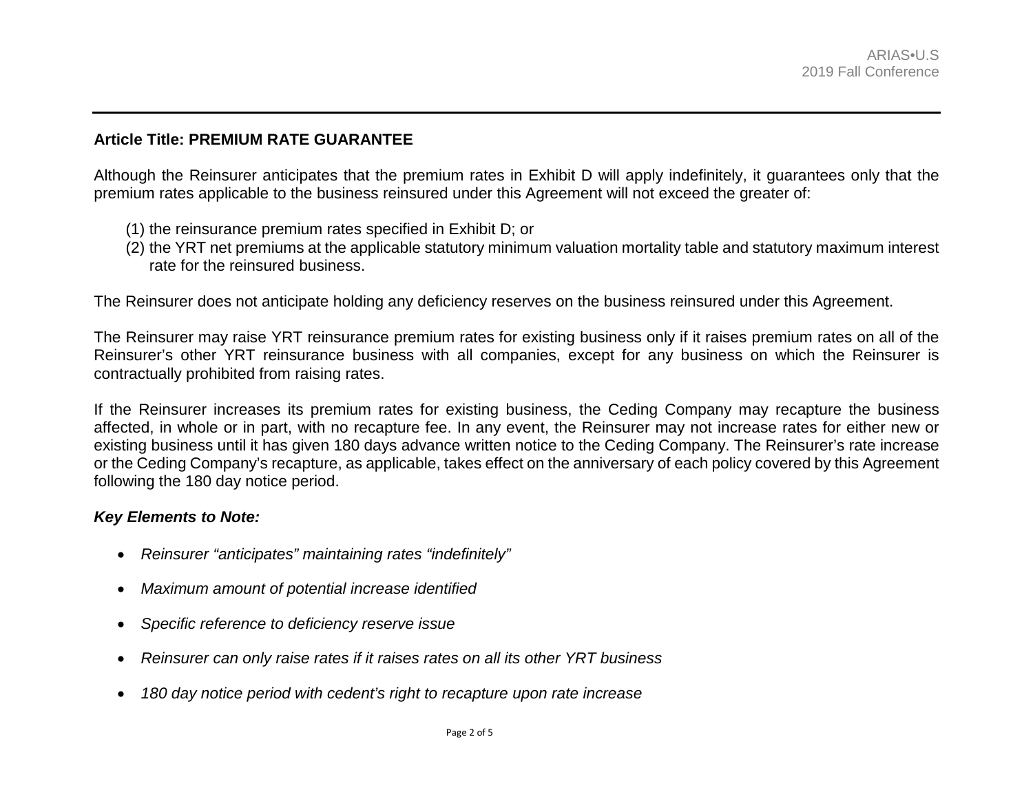**Article Title: PREMIUM RATE GUARANTEE**

Although the Reinsurer anticipates that the premium rates in Exhibit D will apply indefinitely, it guarantees only that the premium rates applicable to the business reinsured under this Agreement will not exceed the greater of:

(1) the reinsurance premium rates specified in Exhibit D; or
(2) the YRT net premiums at the applicable statutory minimum valuation mortality table and statutory maximum interest rate for the reinsured business.

The Reinsurer does not anticipate holding any deficiency reserves on the business reinsured under this Agreement.

The Reinsurer may raise YRT reinsurance premium rates for existing business only if it raises premium rates on all of the Reinsurer's other YRT reinsurance business with all companies, except for any business on which the Reinsurer is contractually prohibited from raising rates.

If the Reinsurer increases its premium rates for existing business, the Ceding Company may recapture the business affected, in whole or in part, with no recapture fee. In any event, the Reinsurer may not increase rates for either new or existing business until it has given 180 days advance written notice to the Ceding Company. The Reinsurer's rate increase or the Ceding Company's recapture, as applicable, takes effect on the anniversary of each policy covered by this Agreement following the 180 day notice period.

***Key Elements to Note:***

- *Reinsurer "anticipates" maintaining rates "indefinitely"*
- *Maximum amount of potential increase identified*
- *Specific reference to deficiency reserve issue*
- *Reinsurer can only raise rates if it raises rates on all its other YRT business*
- *180 day notice period with cedent's right to recapture upon rate increase*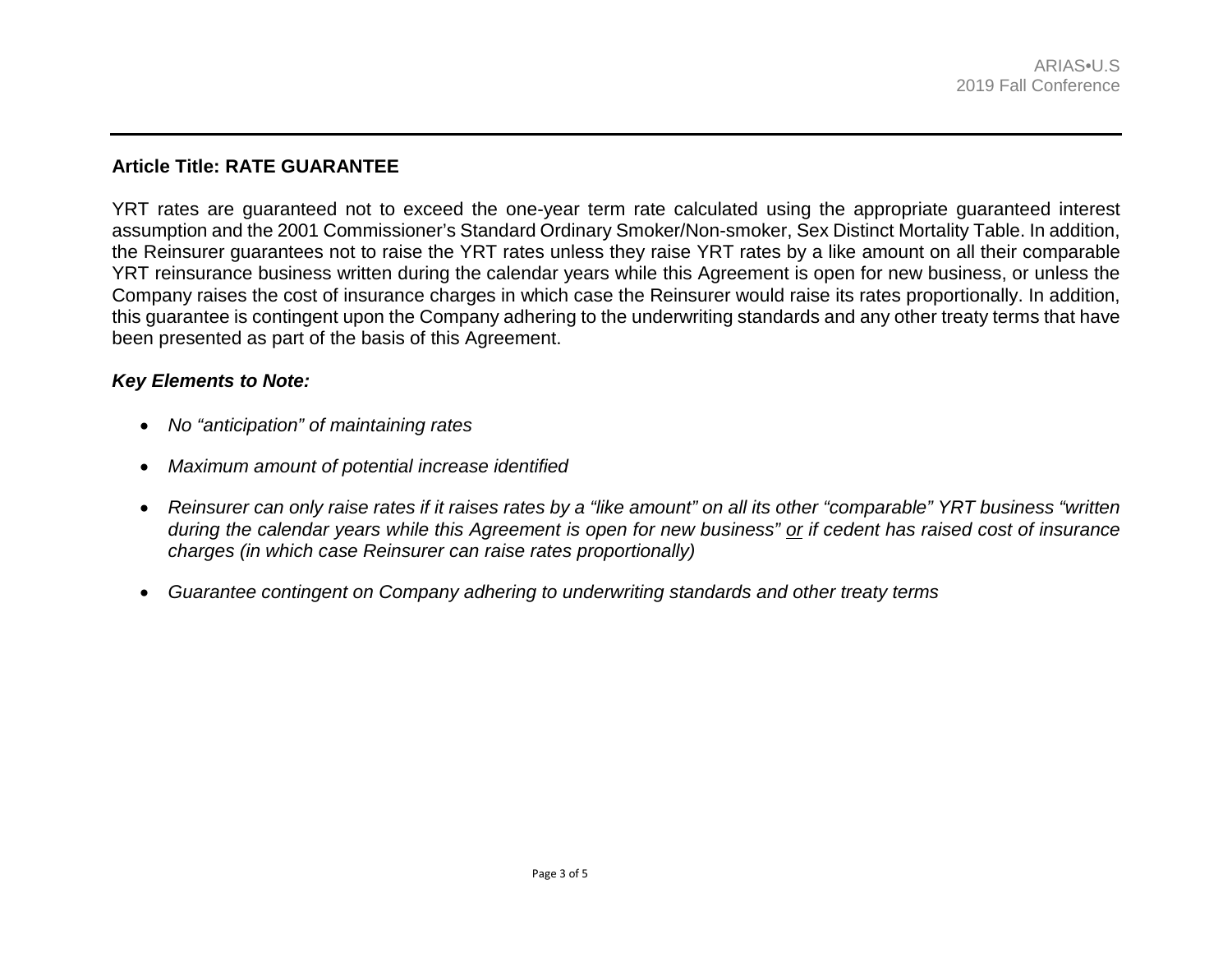**Article Title: RATE GUARANTEE**

YRT rates are guaranteed not to exceed the one-year term rate calculated using the appropriate guaranteed interest assumption and the 2001 Commissioner's Standard Ordinary Smoker/Non-smoker, Sex Distinct Mortality Table. In addition, the Reinsurer guarantees not to raise the YRT rates unless they raise YRT rates by a like amount on all their comparable YRT reinsurance business written during the calendar years while this Agreement is open for new business, or unless the Company raises the cost of insurance charges in which case the Reinsurer would raise its rates proportionally. In addition, this guarantee is contingent upon the Company adhering to the underwriting standards and any other treaty terms that have been presented as part of the basis of this Agreement.

***Key Elements to Note:***

- *No "anticipation" of maintaining rates*
- *Maximum amount of potential increase identified*
- *Reinsurer can only raise rates if it raises rates by a "like amount" on all its other "comparable" YRT business "written during the calendar years while this Agreement is open for new business" <u>or</u> if cedent has raised cost of insurance charges (in which case Reinsurer can raise rates proportionally)*
- *Guarantee contingent on Company adhering to underwriting standards and other treaty terms*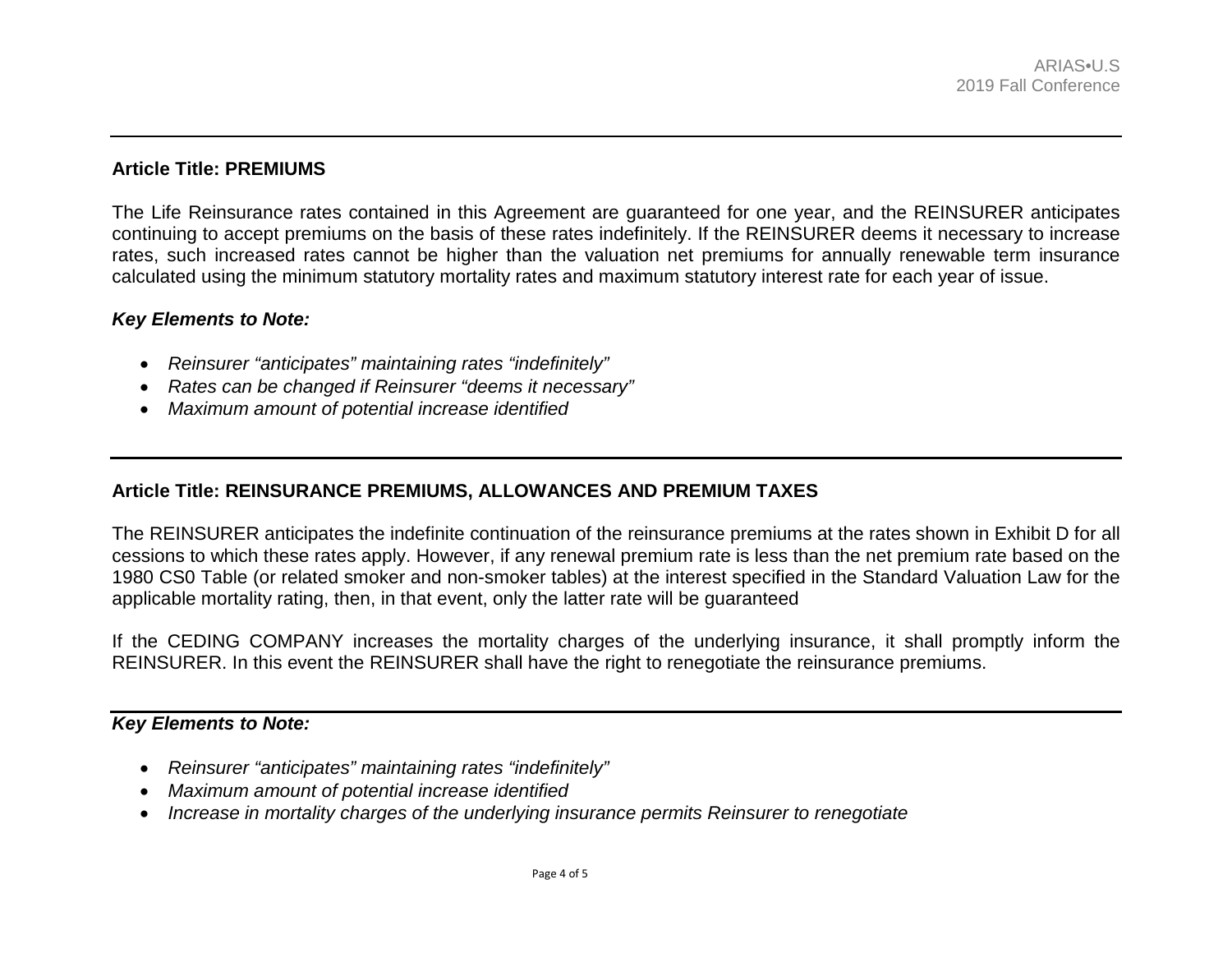**Article Title: PREMIUMS**

The Life Reinsurance rates contained in this Agreement are guaranteed for one year, and the REINSURER anticipates continuing to accept premiums on the basis of these rates indefinitely. If the REINSURER deems it necessary to increase rates, such increased rates cannot be higher than the valuation net premiums for annually renewable term insurance calculated using the minimum statutory mortality rates and maximum statutory interest rate for each year of issue.

***Key Elements to Note:***

- *Reinsurer "anticipates" maintaining rates "indefinitely"*
- *Rates can be changed if Reinsurer "deems it necessary"*
- *Maximum amount of potential increase identified*

---

**Article Title: REINSURANCE PREMIUMS, ALLOWANCES AND PREMIUM TAXES**

The REINSURER anticipates the indefinite continuation of the reinsurance premiums at the rates shown in Exhibit D for all cessions to which these rates apply. However, if any renewal premium rate is less than the net premium rate based on the 1980 CS0 Table (or related smoker and non-smoker tables) at the interest specified in the Standard Valuation Law for the applicable mortality rating, then, in that event, only the latter rate will be guaranteed

If the CEDING COMPANY increases the mortality charges of the underlying insurance, it shall promptly inform the REINSURER. In this event the REINSURER shall have the right to renegotiate the reinsurance premiums.

---

***Key Elements to Note:***

- *Reinsurer "anticipates" maintaining rates "indefinitely"*
- *Maximum amount of potential increase identified*
- *Increase in mortality charges of the underlying insurance permits Reinsurer to renegotiate*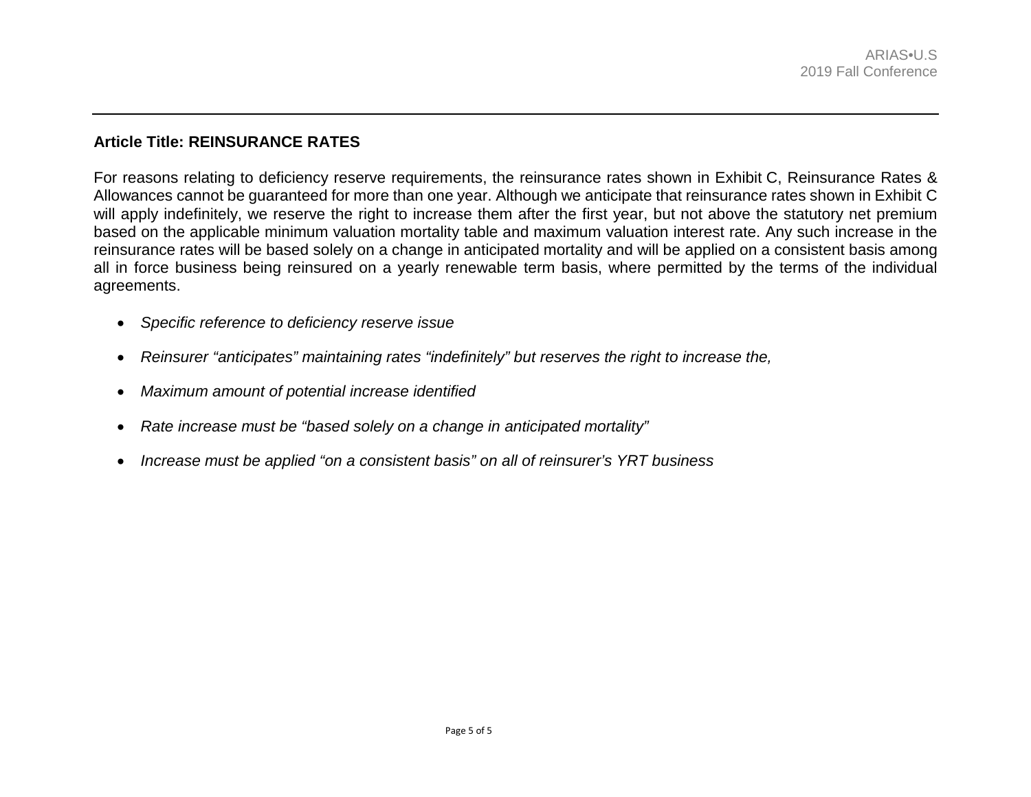**Article Title: REINSURANCE RATES**

For reasons relating to deficiency reserve requirements, the reinsurance rates shown in Exhibit C, Reinsurance Rates & Allowances cannot be guaranteed for more than one year. Although we anticipate that reinsurance rates shown in Exhibit C will apply indefinitely, we reserve the right to increase them after the first year, but not above the statutory net premium based on the applicable minimum valuation mortality table and maximum valuation interest rate. Any such increase in the reinsurance rates will be based solely on a change in anticipated mortality and will be applied on a consistent basis among all in force business being reinsured on a yearly renewable term basis, where permitted by the terms of the individual agreements.

- *Specific reference to deficiency reserve issue*
- *Reinsurer "anticipates" maintaining rates "indefinitely" but reserves the right to increase the,*
- *Maximum amount of potential increase identified*
- *Rate increase must be "based solely on a change in anticipated mortality"*
- *Increase must be applied "on a consistent basis" on all of reinsurer's YRT business*